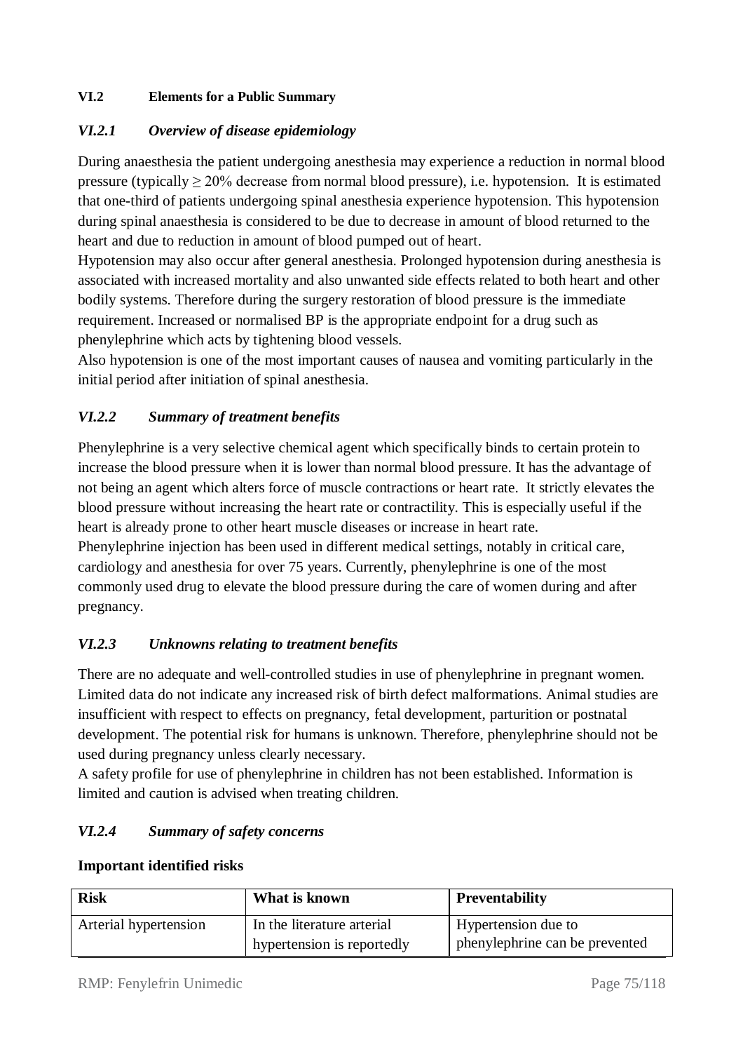## VI.2 Elements for a Public Summary

### *VI.2.1 Overview of disease epidemiology*

During anaesthesia the patient undergoing anesthesia may experience a reduction in normal blood pressure (typically ≥ 20% decrease from normal blood pressure), i.e. hypotension. It is estimated that one-third of patients undergoing spinal anesthesia experience hypotension. This hypotension during spinal anaesthesia is considered to be due to decrease in amount of blood returned to the heart and due to reduction in amount of blood pumped out of heart.

Hypotension may also occur after general anesthesia. Prolonged hypotension during anesthesia is associated with increased mortality and also unwanted side effects related to both heart and other bodily systems. Therefore during the surgery restoration of blood pressure is the immediate requirement. Increased or normalised BP is the appropriate endpoint for a drug such as phenylephrine which acts by tightening blood vessels.

Also hypotension is one of the most important causes of nausea and vomiting particularly in the initial period after initiation of spinal anesthesia.

### *VI.2.2 Summary of treatment benefits*

Phenylephrine is a very selective chemical agent which specifically binds to certain protein to increase the blood pressure when it is lower than normal blood pressure. It has the advantage of not being an agent which alters force of muscle contractions or heart rate. It strictly elevates the blood pressure without increasing the heart rate or contractility. This is especially useful if the heart is already prone to other heart muscle diseases or increase in heart rate.

Phenylephrine injection has been used in different medical settings, notably in critical care, cardiology and anesthesia for over 75 years. Currently, phenylephrine is one of the most commonly used drug to elevate the blood pressure during the care of women during and after pregnancy.

### *VI.2.3 Unknowns relating to treatment benefits*

There are no adequate and well-controlled studies in use of phenylephrine in pregnant women. Limited data do not indicate any increased risk of birth defect malformations. Animal studies are insufficient with respect to effects on pregnancy, fetal development, parturition or postnatal development. The potential risk for humans is unknown. Therefore, phenylephrine should not be used during pregnancy unless clearly necessary.

A safety profile for use of phenylephrine in children has not been established. Information is limited and caution is advised when treating children.

### *VI.2.4 Summary of safety concerns*

**Important identified risks**

| Risk | What is known | Preventability |
|---|---|---|
| Arterial hypertension | In the literature arterial hypertension is reportedly | Hypertension due to phenylephrine can be prevented |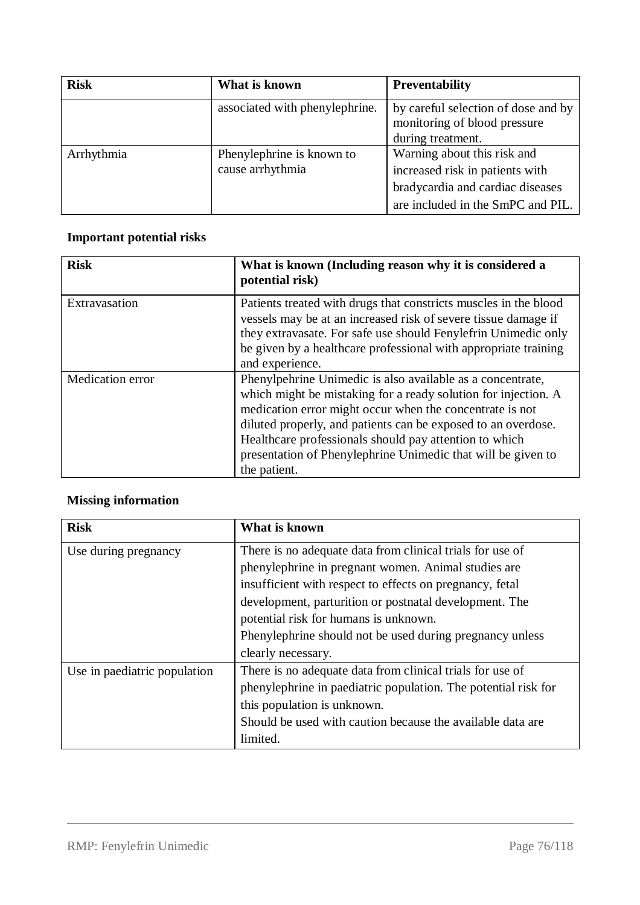| Risk | What is known | Preventability |
|---|---|---|
| | associated with phenylephrine. | by careful selection of dose and by monitoring of blood pressure during treatment. |
| Arrhythmia | Phenylephrine is known to cause arrhythmia | Warning about this risk and increased risk in patients with bradycardia and cardiac diseases are included in the SmPC and PIL. |

**Important potential risks**

| Risk | What is known (Including reason why it is considered a potential risk) |
|---|---|
| Extravasation | Patients treated with drugs that constricts muscles in the blood vessels may be at an increased risk of severe tissue damage if they extravasate. For safe use should Fenylefrin Unimedic only be given by a healthcare professional with appropriate training and experience. |
| Medication error | Phenylpehrine Unimedic is also available as a concentrate, which might be mistaking for a ready solution for injection. A medication error might occur when the concentrate is not diluted properly, and patients can be exposed to an overdose. Healthcare professionals should pay attention to which presentation of Phenylephrine Unimedic that will be given to the patient. |

**Missing information**

| Risk | What is known |
|---|---|
| Use during pregnancy | There is no adequate data from clinical trials for use of phenylephrine in pregnant women. Animal studies are insufficient with respect to effects on pregnancy, fetal development, parturition or postnatal development. The potential risk for humans is unknown.<br>Phenylephrine should not be used during pregnancy unless clearly necessary. |
| Use in paediatric population | There is no adequate data from clinical trials for use of phenylephrine in paediatric population. The potential risk for this population is unknown.<br>Should be used with caution because the available data are limited. |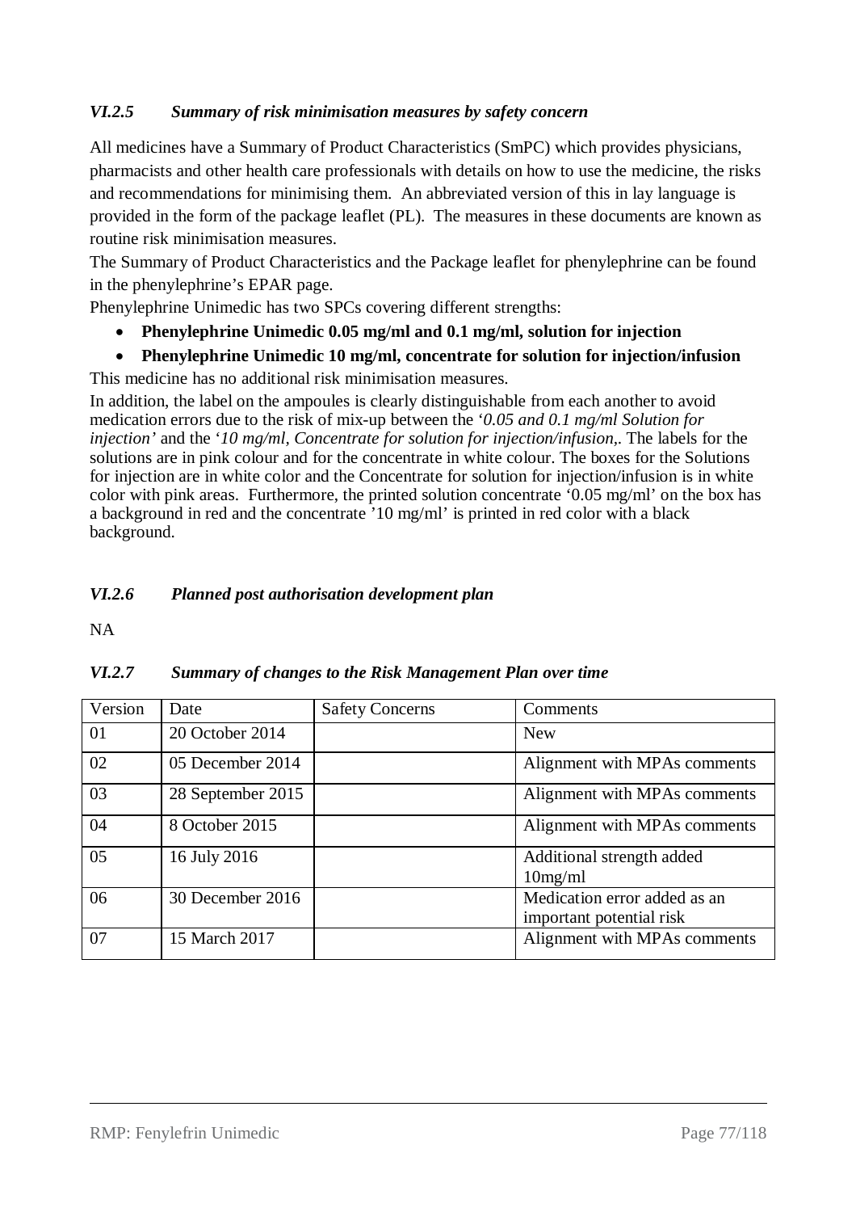### *VI.2.5 Summary of risk minimisation measures by safety concern*

All medicines have a Summary of Product Characteristics (SmPC) which provides physicians, pharmacists and other health care professionals with details on how to use the medicine, the risks and recommendations for minimising them. An abbreviated version of this in lay language is provided in the form of the package leaflet (PL). The measures in these documents are known as routine risk minimisation measures.

The Summary of Product Characteristics and the Package leaflet for phenylephrine can be found in the phenylephrine's EPAR page.

Phenylephrine Unimedic has two SPCs covering different strengths:

- **Phenylephrine Unimedic 0.05 mg/ml and 0.1 mg/ml, solution for injection**
- **Phenylephrine Unimedic 10 mg/ml, concentrate for solution for injection/infusion**

This medicine has no additional risk minimisation measures.

In addition, the label on the ampoules is clearly distinguishable from each another to avoid medication errors due to the risk of mix-up between the '*0.05 and 0.1 mg/ml Solution for injection'* and the '*10 mg/ml, Concentrate for solution for injection/infusion,*. The labels for the solutions are in pink colour and for the concentrate in white colour. The boxes for the Solutions for injection are in white color and the Concentrate for solution for injection/infusion is in white color with pink areas. Furthermore, the printed solution concentrate '0.05 mg/ml' on the box has a background in red and the concentrate '10 mg/ml' is printed in red color with a black background.

### *VI.2.6 Planned post authorisation development plan*

NA

### *VI.2.7 Summary of changes to the Risk Management Plan over time*

| Version | Date | Safety Concerns | Comments |
|---|---|---|---|
| 01 | 20 October 2014 | | New |
| 02 | 05 December 2014 | | Alignment with MPAs comments |
| 03 | 28 September 2015 | | Alignment with MPAs comments |
| 04 | 8 October 2015 | | Alignment with MPAs comments |
| 05 | 16 July 2016 | | Additional strength added 10mg/ml |
| 06 | 30 December 2016 | | Medication error added as an important potential risk |
| 07 | 15 March 2017 | | Alignment with MPAs comments |